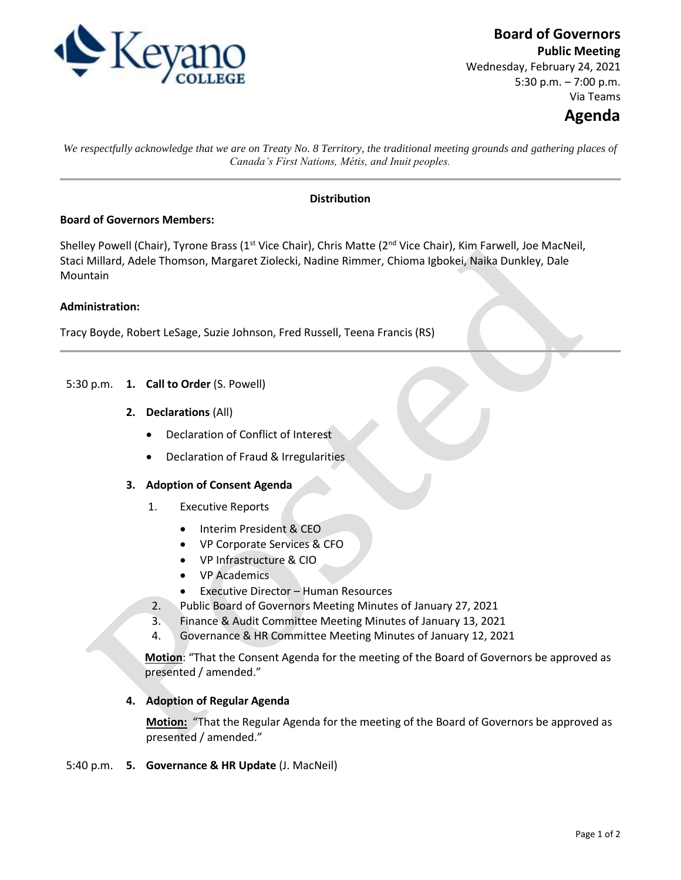# Board of Governors

**Public Meeting**

Wednesday, February 24, 2021

5:30 p.m. – 7:00 p.m.

Via Teams

## Agenda

*We respectfully acknowledge that we are on Treaty No. 8 Territory, the traditional meeting grounds and gathering places of Canada's First Nations, Métis, and Inuit peoples.*

---

**Distribution**

**Board of Governors Members:**

Shelley Powell (Chair), Tyrone Brass (1st Vice Chair), Chris Matte (2nd Vice Chair), Kim Farwell, Joe MacNeil, Staci Millard, Adele Thomson, Margaret Ziolecki, Nadine Rimmer, Chioma Igbokei, Naika Dunkley, Dale Mountain

**Administration:**

Tracy Boyde, Robert LeSage, Suzie Johnson, Fred Russell, Teena Francis (RS)

---

5:30 p.m. **1. Call to Order** (S. Powell)

**2. Declarations** (All)

- Declaration of Conflict of Interest
- Declaration of Fraud & Irregularities

**3. Adoption of Consent Agenda**

1. Executive Reports
   - Interim President & CEO
   - VP Corporate Services & CFO
   - VP Infrastructure & CIO
   - VP Academics
   - Executive Director – Human Resources
2. Public Board of Governors Meeting Minutes of January 27, 2021
3. Finance & Audit Committee Meeting Minutes of January 13, 2021
4. Governance & HR Committee Meeting Minutes of January 12, 2021

**Motion**: "That the Consent Agenda for the meeting of the Board of Governors be approved as presented / amended."

**4. Adoption of Regular Agenda**

**Motion:** "That the Regular Agenda for the meeting of the Board of Governors be approved as presented / amended."

5:40 p.m. **5. Governance & HR Update** (J. MacNeil)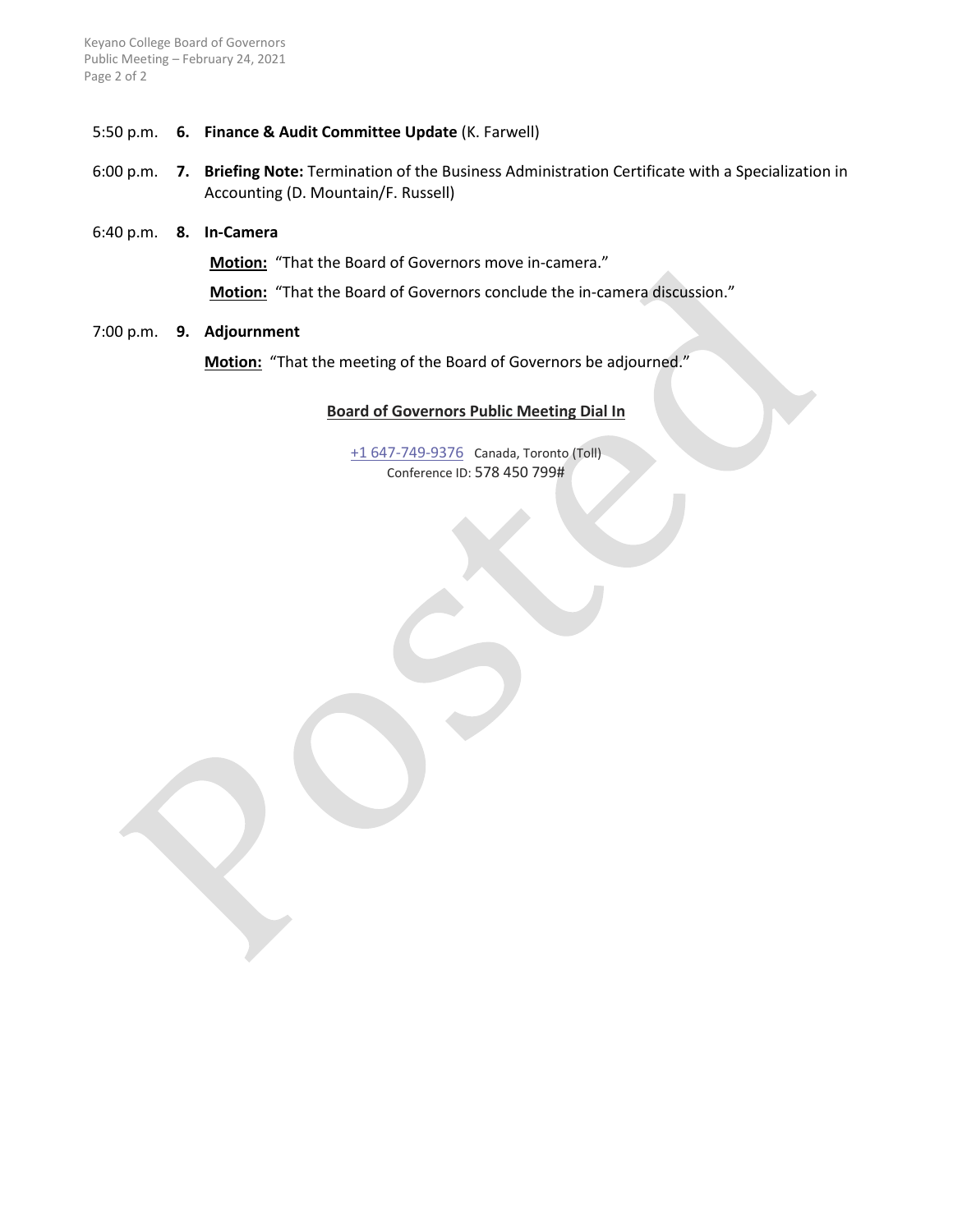5:50 p.m. **6. Finance & Audit Committee Update** (K. Farwell)

6:00 p.m. **7. Briefing Note:** Termination of the Business Administration Certificate with a Specialization in Accounting (D. Mountain/F. Russell)

6:40 p.m. **8. In-Camera**

**Motion:** "That the Board of Governors move in-camera."

**Motion:** "That the Board of Governors conclude the in-camera discussion."

7:00 p.m. **9. Adjournment**

**Motion:** "That the meeting of the Board of Governors be adjourned."

**Board of Governors Public Meeting Dial In**

+1 647-749-9376 Canada, Toronto (Toll)
Conference ID: 578 450 799#